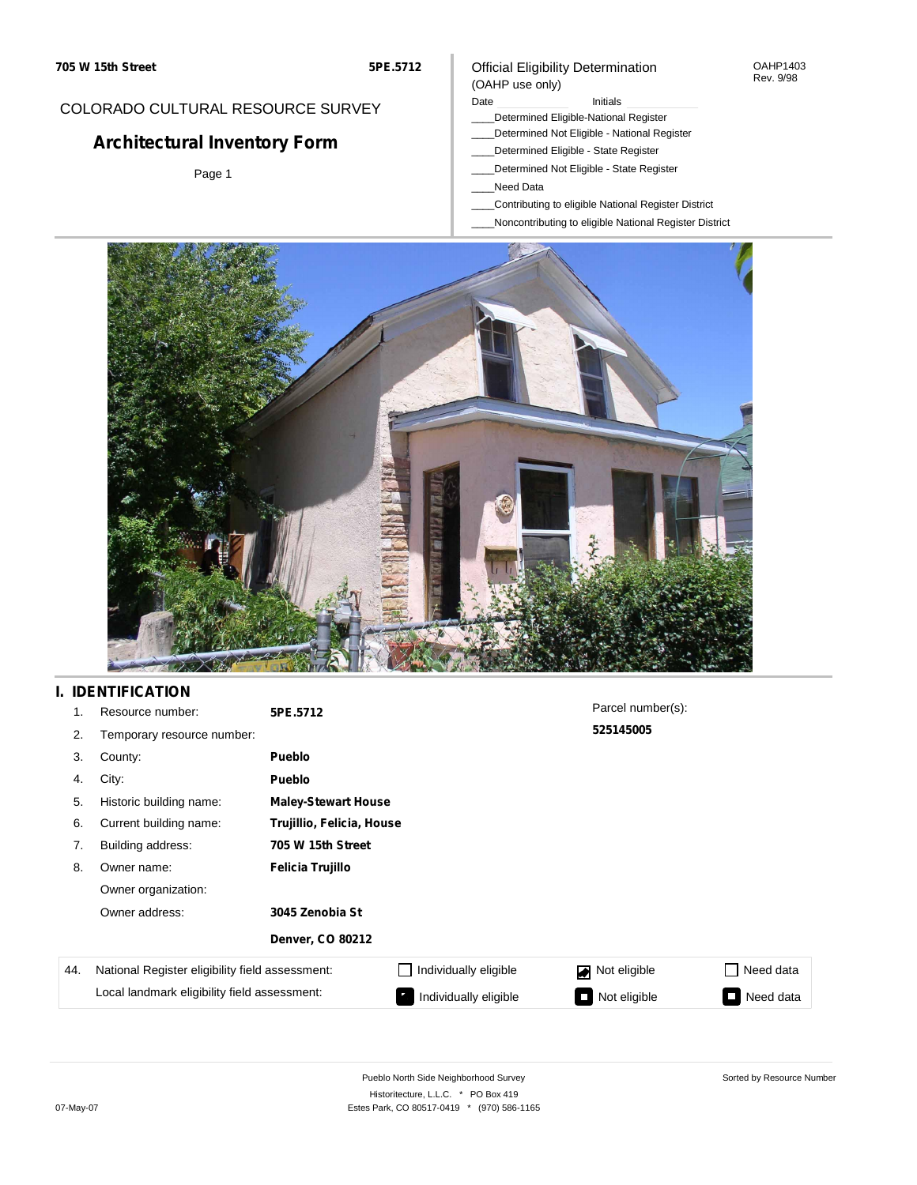705 W 15th Street | 5PE.5712

COLORADO CULTURAL RESOURCE SURVEY

# Architectural Inventory Form

Official Eligibility Determination
(OAHP use only)

OAHP1403
Rev. 9/98

Date ______ Initials ______

____Determined Eligible-National Register
____Determined Not Eligible - National Register
____Determined Eligible - State Register
____Determined Not Eligible - State Register
____Need Data
____Contributing to eligible National Register District
____Noncontributing to eligible National Register District

## I. IDENTIFICATION

| | | |
|---|---|---|
| 1. | Resource number: | **5PE.5712** |
| 2. | Temporary resource number: | |
| 3. | County: | **Pueblo** |
| 4. | City: | **Pueblo** |
| 5. | Historic building name: | **Maley-Stewart House** |
| 6. | Current building name: | **Trujillio, Felicia, House** |
| 7. | Building address: | **705 W 15th Street** |
| 8. | Owner name: | **Felicia Trujillo** |
| | Owner organization: | |
| | Owner address: | **3045 Zenobia St** |
| | | **Denver, CO 80212** |

Parcel number(s):
**525145005**

| 44. | | | | |
|---|---|---|---|---|
| National Register eligibility field assessment: | ☐ Individually eligible | ☑ Not eligible | ☐ Need data |
| Local landmark eligibility field assessment: | ☐ Individually eligible | ☐ Not eligible | ☐ Need data |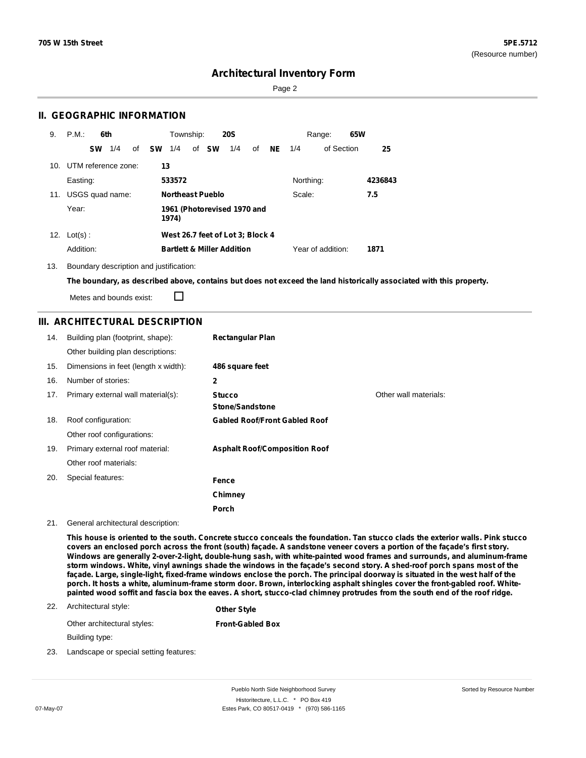# Architectural Inventory Form

## II. GEOGRAPHIC INFORMATION

9. P.M.: **6th** Township: **20S** Range: **65W**

**SW** 1/4 of **SW** 1/4 of **SW** 1/4 of **NE** 1/4 of Section **25**

10. UTM reference zone: **13**

Easting: **533572** Northing: **4236843**

11. USGS quad name: **Northeast Pueblo** Scale: **7.5**

Year: **1961 (Photorevised 1970 and 1974)**

12. Lot(s) : **West 26.7 feet of Lot 3; Block 4**

Addition: **Bartlett & Miller Addition** Year of addition: **1871**

13. Boundary description and justification:

**The boundary, as described above, contains but does not exceed the land historically associated with this property.**

Metes and bounds exist: ☐

## III. ARCHITECTURAL DESCRIPTION

14. Building plan (footprint, shape): **Rectangular Plan**

Other building plan descriptions:

15. Dimensions in feet (length x width): **486 square feet**

16. Number of stories: **2**

17. Primary external wall material(s): **Stucco**, **Stone/Sandstone** Other wall materials:

18. Roof configuration: **Gabled Roof/Front Gabled Roof**

Other roof configurations:

19. Primary external roof material: **Asphalt Roof/Composition Roof**

Other roof materials:

20. Special features: **Fence**, **Chimney**, **Porch**

21. General architectural description:

**This house is oriented to the south. Concrete stucco conceals the foundation. Tan stucco clads the exterior walls. Pink stucco covers an enclosed porch across the front (south) façade. A sandstone veneer covers a portion of the façade's first story. Windows are generally 2-over-2-light, double-hung sash, with white-painted wood frames and surrounds, and aluminum-frame storm windows. White, vinyl awnings shade the windows in the façade's second story. A shed-roof porch spans most of the façade. Large, single-light, fixed-frame windows enclose the porch. The principal doorway is situated in the west half of the porch. It hosts a white, aluminum-frame storm door. Brown, interlocking asphalt shingles cover the front-gabled roof. White-painted wood soffit and fascia box the eaves. A short, stucco-clad chimney protrudes from the south end of the roof ridge.**

22. Architectural style: **Other Style**

Other architectural styles: **Front-Gabled Box**

Building type:

23. Landscape or special setting features: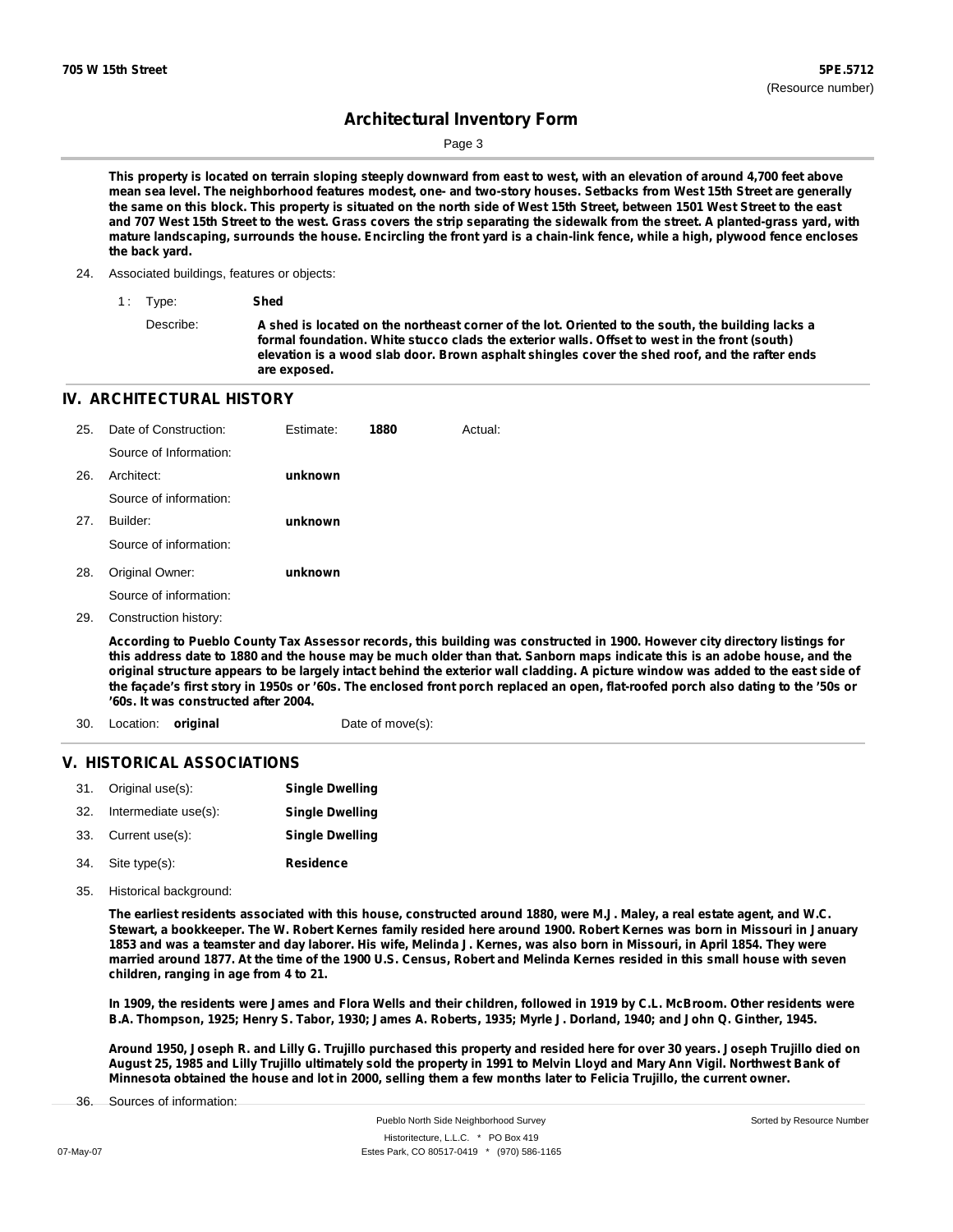This property is located on terrain sloping steeply downward from east to west, with an elevation of around 4,700 feet above mean sea level. The neighborhood features modest, one- and two-story houses. Setbacks from West 15th Street are generally the same on this block. This property is situated on the north side of West 15th Street, between 1501 West Street to the east and 707 West 15th Street to the west. Grass covers the strip separating the sidewalk from the street. A planted-grass yard, with mature landscaping, surrounds the house. Encircling the front yard is a chain-link fence, while a high, plywood fence encloses the back yard.

24. Associated buildings, features or objects:

1 : Type: **Shed**

Describe: **A shed is located on the northeast corner of the lot. Oriented to the south, the building lacks a formal foundation. White stucco clads the exterior walls. Offset to west in the front (south) elevation is a wood slab door. Brown asphalt shingles cover the shed roof, and the rafter ends are exposed.**

## IV. ARCHITECTURAL HISTORY

25. Date of Construction: Estimate: **1880** Actual:

Source of Information:

26. Architect: **unknown**

Source of information:

27. Builder: **unknown**

Source of information:

28. Original Owner: **unknown**

Source of information:

29. Construction history:

**According to Pueblo County Tax Assessor records, this building was constructed in 1900. However city directory listings for this address date to 1880 and the house may be much older than that. Sanborn maps indicate this is an adobe house, and the original structure appears to be largely intact behind the exterior wall cladding. A picture window was added to the east side of the façade's first story in 1950s or '60s. The enclosed front porch replaced an open, flat-roofed porch also dating to the '50s or '60s. It was constructed after 2004.**

30. Location: **original** Date of move(s):

## V. HISTORICAL ASSOCIATIONS

31. Original use(s): **Single Dwelling**

32. Intermediate use(s): **Single Dwelling**

33. Current use(s): **Single Dwelling**

34. Site type(s): **Residence**

35. Historical background:

**The earliest residents associated with this house, constructed around 1880, were M.J. Maley, a real estate agent, and W.C. Stewart, a bookkeeper. The W. Robert Kernes family resided here around 1900. Robert Kernes was born in Missouri in January 1853 and was a teamster and day laborer. His wife, Melinda J. Kernes, was also born in Missouri, in April 1854. They were married around 1877. At the time of the 1900 U.S. Census, Robert and Melinda Kernes resided in this small house with seven children, ranging in age from 4 to 21.**

**In 1909, the residents were James and Flora Wells and their children, followed in 1919 by C.L. McBroom. Other residents were B.A. Thompson, 1925; Henry S. Tabor, 1930; James A. Roberts, 1935; Myrle J. Dorland, 1940; and John Q. Ginther, 1945.**

**Around 1950, Joseph R. and Lilly G. Trujillo purchased this property and resided here for over 30 years. Joseph Trujillo died on August 25, 1985 and Lilly Trujillo ultimately sold the property in 1991 to Melvin Lloyd and Mary Ann Vigil. Northwest Bank of Minnesota obtained the house and lot in 2000, selling them a few months later to Felicia Trujillo, the current owner.**

36. Sources of information: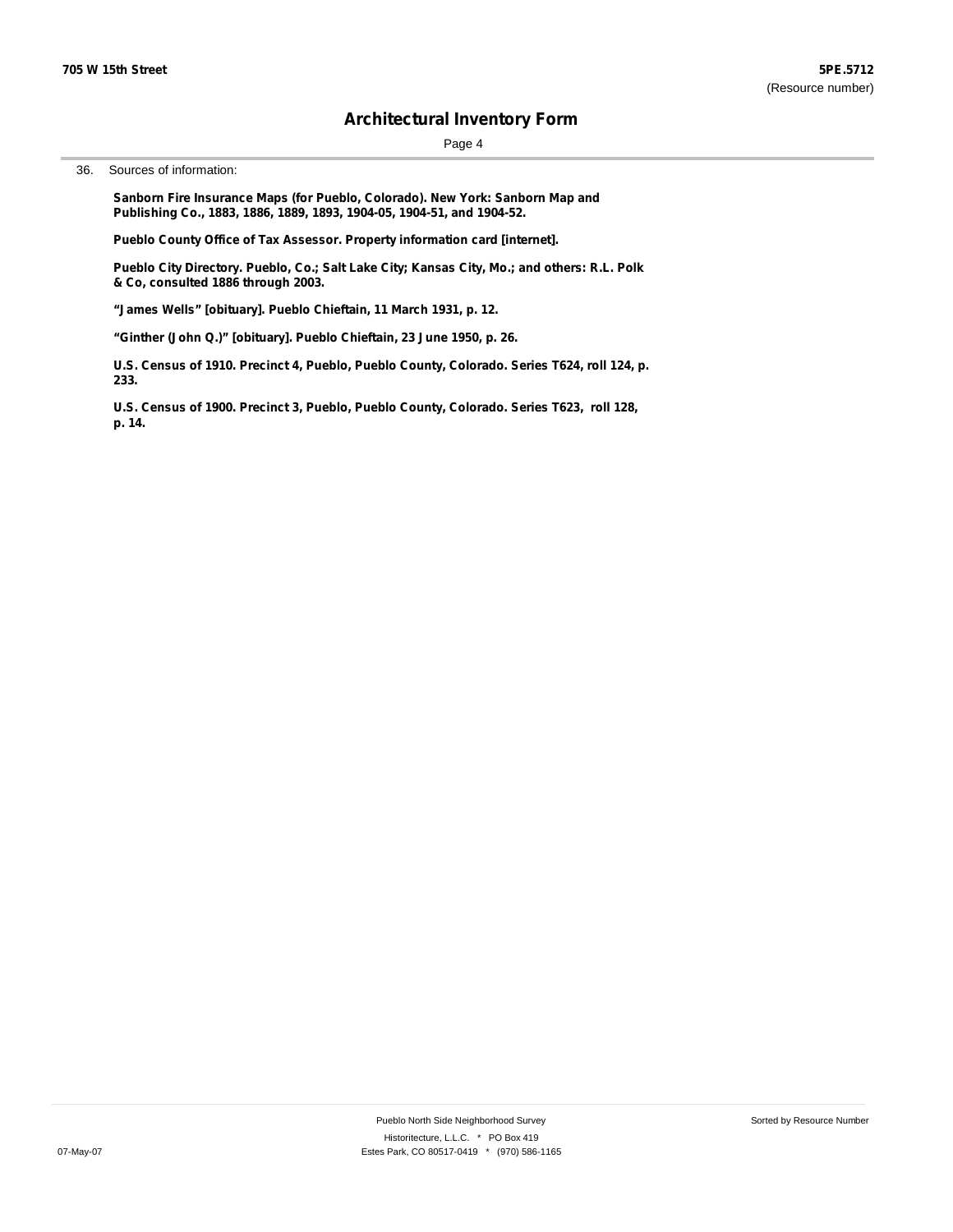36. Sources of information:

**Sanborn Fire Insurance Maps (for Pueblo, Colorado). New York: Sanborn Map and Publishing Co., 1883, 1886, 1889, 1893, 1904-05, 1904-51, and 1904-52.**

**Pueblo County Office of Tax Assessor. Property information card [internet].**

**Pueblo City Directory. Pueblo, Co.; Salt Lake City; Kansas City, Mo.; and others: R.L. Polk & Co, consulted 1886 through 2003.**

**"James Wells" [obituary]. Pueblo Chieftain, 11 March 1931, p. 12.**

**"Ginther (John Q.)" [obituary]. Pueblo Chieftain, 23 June 1950, p. 26.**

**U.S. Census of 1910. Precinct 4, Pueblo, Pueblo County, Colorado. Series T624, roll 124, p. 233.**

**U.S. Census of 1900. Precinct 3, Pueblo, Pueblo County, Colorado. Series T623, roll 128, p. 14.**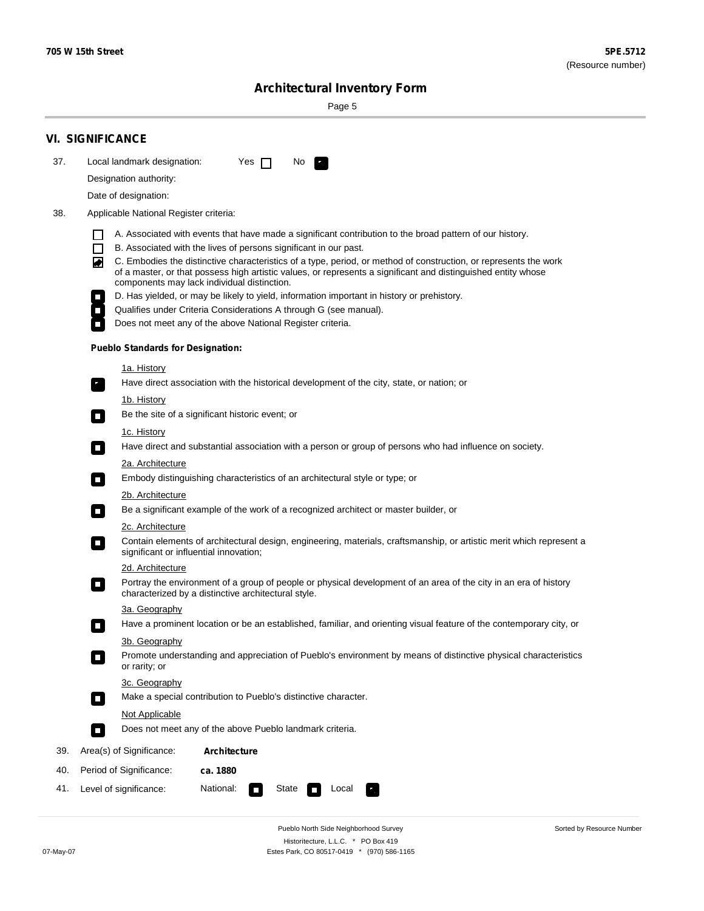## VI. SIGNIFICANCE

37. Local landmark designation: Yes ☐ No ☑

Designation authority:

Date of designation:

38. Applicable National Register criteria:

- ☐ A. Associated with events that have made a significant contribution to the broad pattern of our history.
- ☐ B. Associated with the lives of persons significant in our past.
- ☑ C. Embodies the distinctive characteristics of a type, period, or method of construction, or represents the work of a master, or that possess high artistic values, or represents a significant and distinguished entity whose components may lack individual distinction.
- ☐ D. Has yielded, or may be likely to yield, information important in history or prehistory.
- ☐ Qualifies under Criteria Considerations A through G (see manual).
- ☐ Does not meet any of the above National Register criteria.

**Pueblo Standards for Designation:**

1a. History

- ☑ Have direct association with the historical development of the city, state, or nation; or

1b. History

- ☐ Be the site of a significant historic event; or

1c. History

- ☐ Have direct and substantial association with a person or group of persons who had influence on society.

2a. Architecture

- ☐ Embody distinguishing characteristics of an architectural style or type; or

2b. Architecture

- ☐ Be a significant example of the work of a recognized architect or master builder, or

2c. Architecture

- ☐ Contain elements of architectural design, engineering, materials, craftsmanship, or artistic merit which represent a significant or influential innovation;

2d. Architecture

- ☐ Portray the environment of a group of people or physical development of an area of the city in an era of history characterized by a distinctive architectural style.

3a. Geography

- ☐ Have a prominent location or be an established, familiar, and orienting visual feature of the contemporary city, or

3b. Geography

- ☐ Promote understanding and appreciation of Pueblo's environment by means of distinctive physical characteristics or rarity; or

3c. Geography

- ☐ Make a special contribution to Pueblo's distinctive character.

Not Applicable

- ☐ Does not meet any of the above Pueblo landmark criteria.

39. Area(s) of Significance: **Architecture**

40. Period of Significance: **ca. 1880**

41. Level of significance: National: ☐ State ☐ Local ☑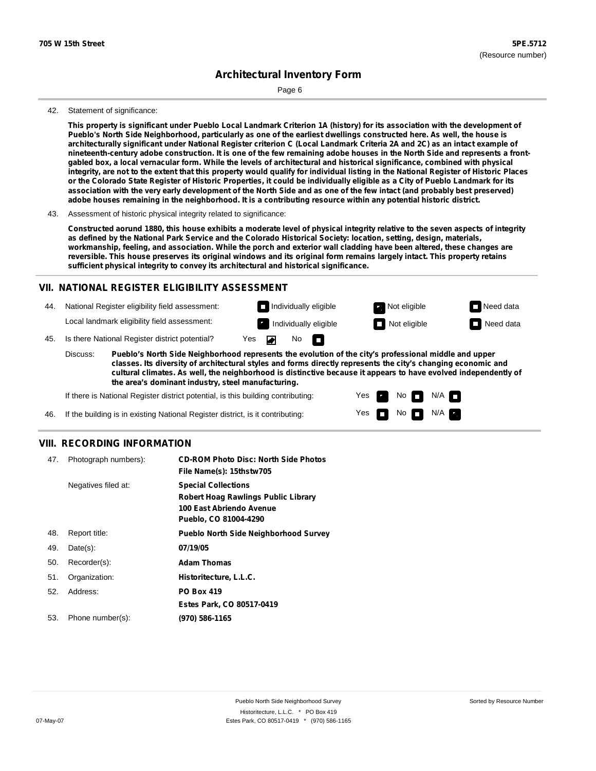**705 W 15th Street** **5PE.5712**
(Resource number)

# Architectural Inventory Form

42. Statement of significance:

**This property is significant under Pueblo Local Landmark Criterion 1A (history) for its association with the development of Pueblo's North Side Neighborhood, particularly as one of the earliest dwellings constructed here. As well, the house is architecturally significant under National Register criterion C (Local Landmark Criteria 2A and 2C) as an intact example of nineteenth-century adobe construction. It is one of the few remaining adobe houses in the North Side and represents a front-gabled box, a local vernacular form. While the levels of architectural and historical significance, combined with physical integrity, are not to the extent that this property would qualify for individual listing in the National Register of Historic Places or the Colorado State Register of Historic Properties, it could be individually eligible as a City of Pueblo Landmark for its association with the very early development of the North Side and as one of the few intact (and probably best preserved) adobe houses remaining in the neighborhood. It is a contributing resource within any potential historic district.**

43. Assessment of historic physical integrity related to significance:

**Constructed aorund 1880, this house exhibits a moderate level of physical integrity relative to the seven aspects of integrity as defined by the National Park Service and the Colorado Historical Society: location, setting, design, materials, workmanship, feeling, and association. While the porch and exterior wall cladding have been altered, these changes are reversible. This house preserves its original windows and its original form remains largely intact. This property retains sufficient physical integrity to convey its architectural and historical significance.**

## VII. NATIONAL REGISTER ELIGIBILITY ASSESSMENT

44. National Register eligibility field assessment: ☐ Individually eligible ☑ Not eligible ☐ Need data

Local landmark eligibility field assessment: ☑ Individually eligible ☐ Not eligible ☐ Need data

45. Is there National Register district potential? Yes ☑ No ☐

Discuss: **Pueblo's North Side Neighborhood represents the evolution of the city's professional middle and upper classes. Its diversity of architectural styles and forms directly represents the city's changing economic and cultural climates. As well, the neighborhood is distinctive because it appears to have evolved independently of the area's dominant industry, steel manufacturing.**

If there is National Register district potential, is this building contributing: Yes ☑ No ☐ N/A ☐

46. If the building is in existing National Register district, is it contributing: Yes ☐ No ☐ N/A ☑

## VIII. RECORDING INFORMATION

47. Photograph numbers): **CD-ROM Photo Disc: North Side Photos**
**File Name(s): 15thstw705**

Negatives filed at: **Special Collections**
**Robert Hoag Rawlings Public Library**
**100 East Abriendo Avenue**
**Pueblo, CO 81004-4290**

48. Report title: **Pueblo North Side Neighborhood Survey**

49. Date(s): **07/19/05**

50. Recorder(s): **Adam Thomas**

51. Organization: **Historitecture, L.L.C.**

52. Address: **PO Box 419**
**Estes Park, CO 80517-0419**

53. Phone number(s): **(970) 586-1165**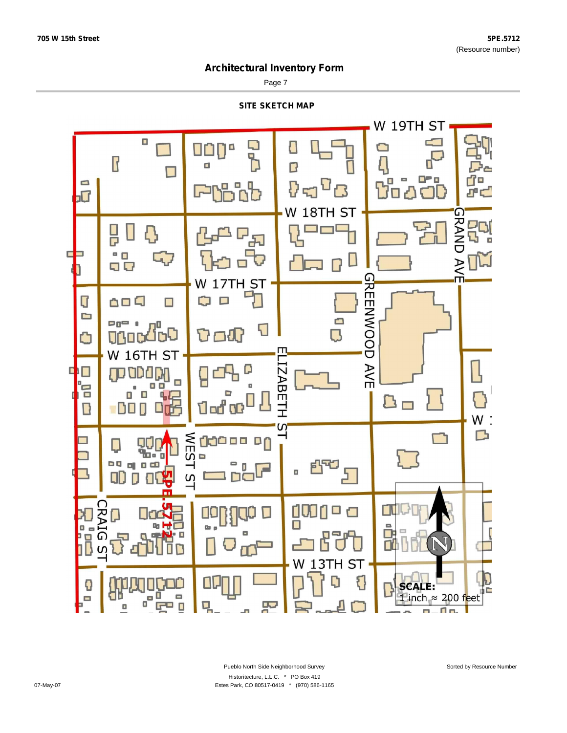## Architectural Inventory Form

### SITE SKETCH MAP

W 19TH ST

W 18TH ST

W 17TH ST

W 16TH ST

W 13TH ST

GRAND AVE

GREENWOOD AVE

ELIZABETH ST

WEST ST

CRAIG ST

5PE.5712

SCALE:
1 inch ≈ 200 feet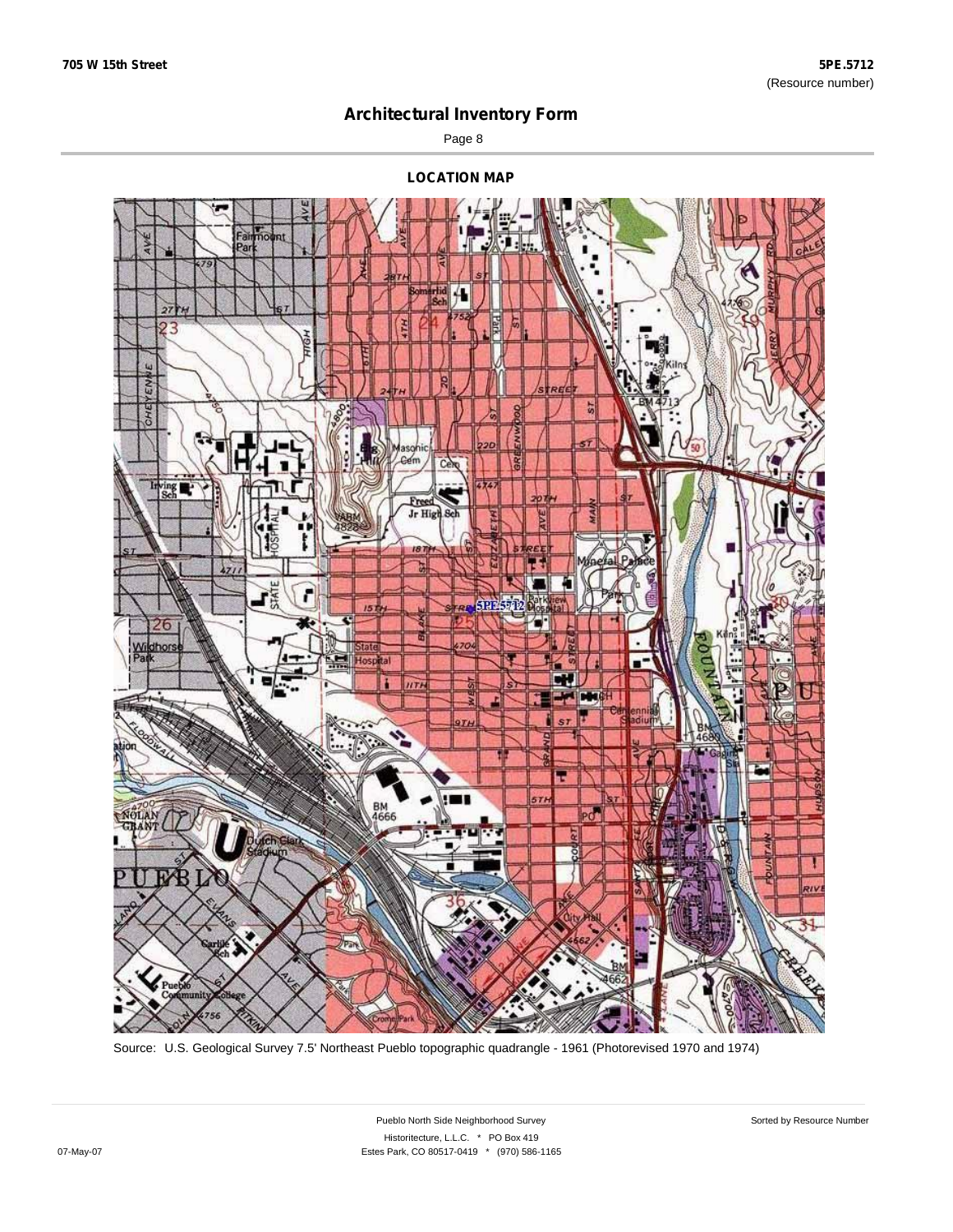705 W 15th Street

**5PE.5712**
(Resource number)

# Architectural Inventory Form

Page 8

## LOCATION MAP

Source: U.S. Geological Survey 7.5' Northeast Pueblo topographic quadrangle - 1961 (Photorevised 1970 and 1974)

Pueblo North Side Neighborhood Survey
Historitecture, L.L.C. * PO Box 419
Estes Park, CO 80517-0419 * (970) 586-1165

Sorted by Resource Number

07-May-07